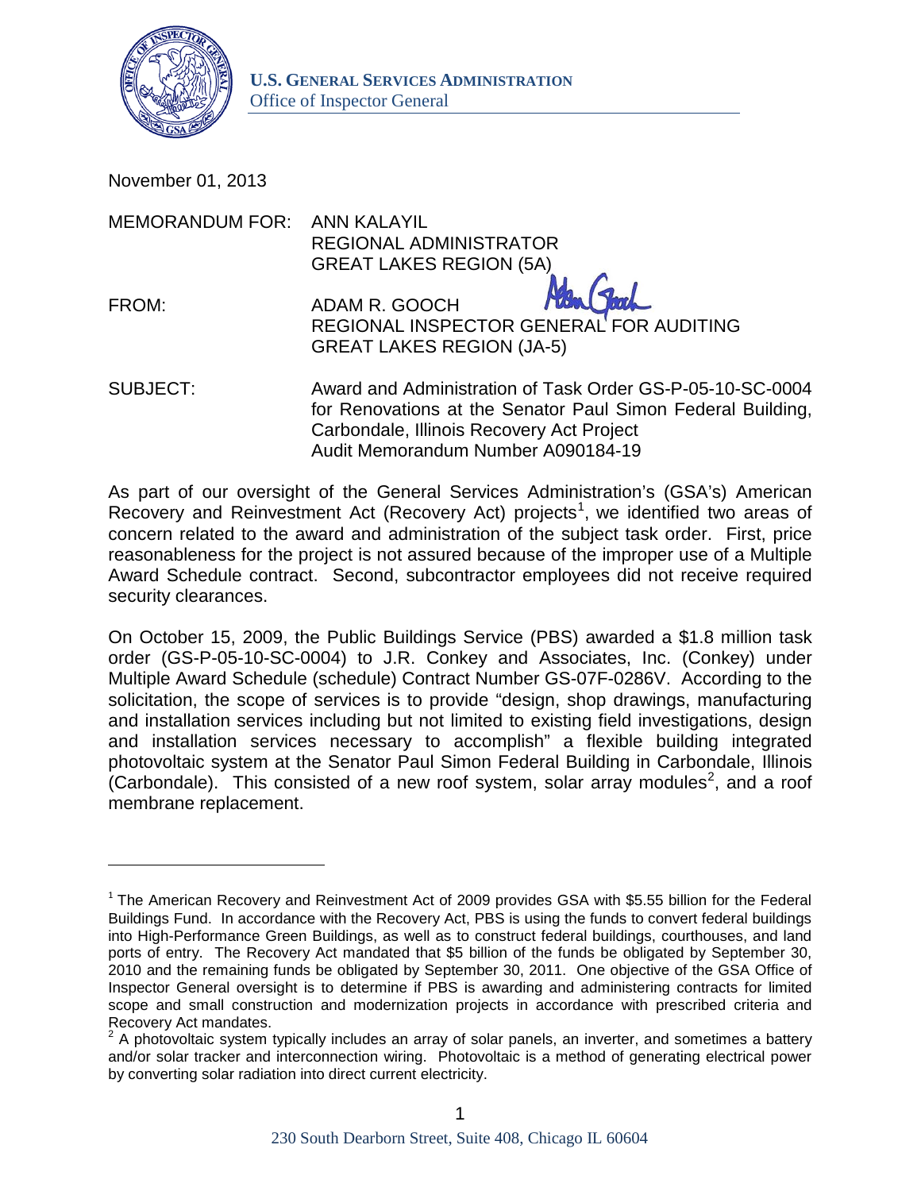**U.S. GENERAL SERVICES ADMINISTRATION**
Office of Inspector General

November 01, 2013

MEMORANDUM FOR: ANN KALAYIL
REGIONAL ADMINISTRATOR
GREAT LAKES REGION (5A)

FROM: ADAM R. GOOCH
REGIONAL INSPECTOR GENERAL FOR AUDITING
GREAT LAKES REGION (JA-5)

SUBJECT: Award and Administration of Task Order GS-P-05-10-SC-0004 for Renovations at the Senator Paul Simon Federal Building, Carbondale, Illinois Recovery Act Project
Audit Memorandum Number A090184-19

As part of our oversight of the General Services Administration's (GSA's) American Recovery and Reinvestment Act (Recovery Act) projects[1], we identified two areas of concern related to the award and administration of the subject task order. First, price reasonableness for the project is not assured because of the improper use of a Multiple Award Schedule contract. Second, subcontractor employees did not receive required security clearances.

On October 15, 2009, the Public Buildings Service (PBS) awarded a $1.8 million task order (GS-P-05-10-SC-0004) to J.R. Conkey and Associates, Inc. (Conkey) under Multiple Award Schedule (schedule) Contract Number GS-07F-0286V. According to the solicitation, the scope of services is to provide "design, shop drawings, manufacturing and installation services including but not limited to existing field investigations, design and installation services necessary to accomplish" a flexible building integrated photovoltaic system at the Senator Paul Simon Federal Building in Carbondale, Illinois (Carbondale). This consisted of a new roof system, solar array modules[2], and a roof membrane replacement.

---

[1] The American Recovery and Reinvestment Act of 2009 provides GSA with $5.55 billion for the Federal Buildings Fund. In accordance with the Recovery Act, PBS is using the funds to convert federal buildings into High-Performance Green Buildings, as well as to construct federal buildings, courthouses, and land ports of entry. The Recovery Act mandated that $5 billion of the funds be obligated by September 30, 2010 and the remaining funds be obligated by September 30, 2011. One objective of the GSA Office of Inspector General oversight is to determine if PBS is awarding and administering contracts for limited scope and small construction and modernization projects in accordance with prescribed criteria and Recovery Act mandates.

[2] A photovoltaic system typically includes an array of solar panels, an inverter, and sometimes a battery and/or solar tracker and interconnection wiring. Photovoltaic is a method of generating electrical power by converting solar radiation into direct current electricity.

230 South Dearborn Street, Suite 408, Chicago IL 60604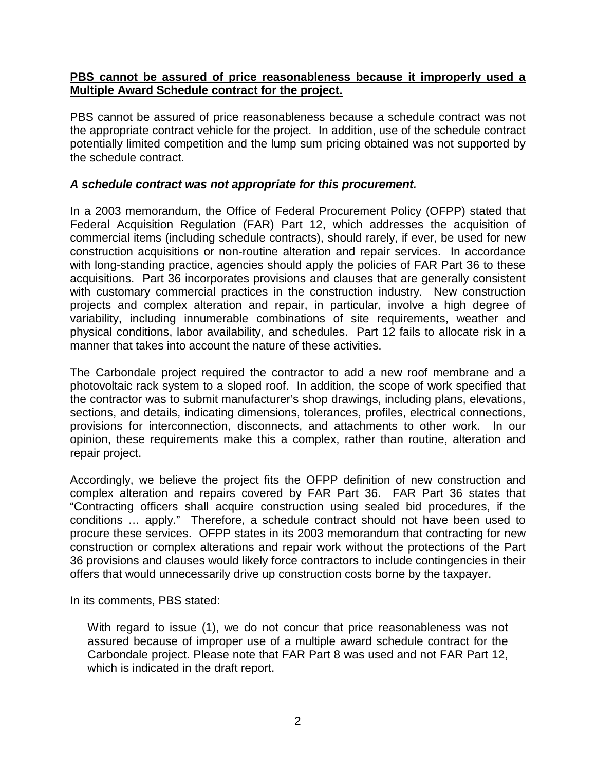**PBS cannot be assured of price reasonableness because it improperly used a Multiple Award Schedule contract for the project.**

PBS cannot be assured of price reasonableness because a schedule contract was not the appropriate contract vehicle for the project. In addition, use of the schedule contract potentially limited competition and the lump sum pricing obtained was not supported by the schedule contract.

***A schedule contract was not appropriate for this procurement.***

In a 2003 memorandum, the Office of Federal Procurement Policy (OFPP) stated that Federal Acquisition Regulation (FAR) Part 12, which addresses the acquisition of commercial items (including schedule contracts), should rarely, if ever, be used for new construction acquisitions or non-routine alteration and repair services. In accordance with long-standing practice, agencies should apply the policies of FAR Part 36 to these acquisitions. Part 36 incorporates provisions and clauses that are generally consistent with customary commercial practices in the construction industry. New construction projects and complex alteration and repair, in particular, involve a high degree of variability, including innumerable combinations of site requirements, weather and physical conditions, labor availability, and schedules. Part 12 fails to allocate risk in a manner that takes into account the nature of these activities.

The Carbondale project required the contractor to add a new roof membrane and a photovoltaic rack system to a sloped roof. In addition, the scope of work specified that the contractor was to submit manufacturer's shop drawings, including plans, elevations, sections, and details, indicating dimensions, tolerances, profiles, electrical connections, provisions for interconnection, disconnects, and attachments to other work. In our opinion, these requirements make this a complex, rather than routine, alteration and repair project.

Accordingly, we believe the project fits the OFPP definition of new construction and complex alteration and repairs covered by FAR Part 36. FAR Part 36 states that "Contracting officers shall acquire construction using sealed bid procedures, if the conditions … apply." Therefore, a schedule contract should not have been used to procure these services. OFPP states in its 2003 memorandum that contracting for new construction or complex alterations and repair work without the protections of the Part 36 provisions and clauses would likely force contractors to include contingencies in their offers that would unnecessarily drive up construction costs borne by the taxpayer.

In its comments, PBS stated:

> With regard to issue (1), we do not concur that price reasonableness was not assured because of improper use of a multiple award schedule contract for the Carbondale project. Please note that FAR Part 8 was used and not FAR Part 12, which is indicated in the draft report.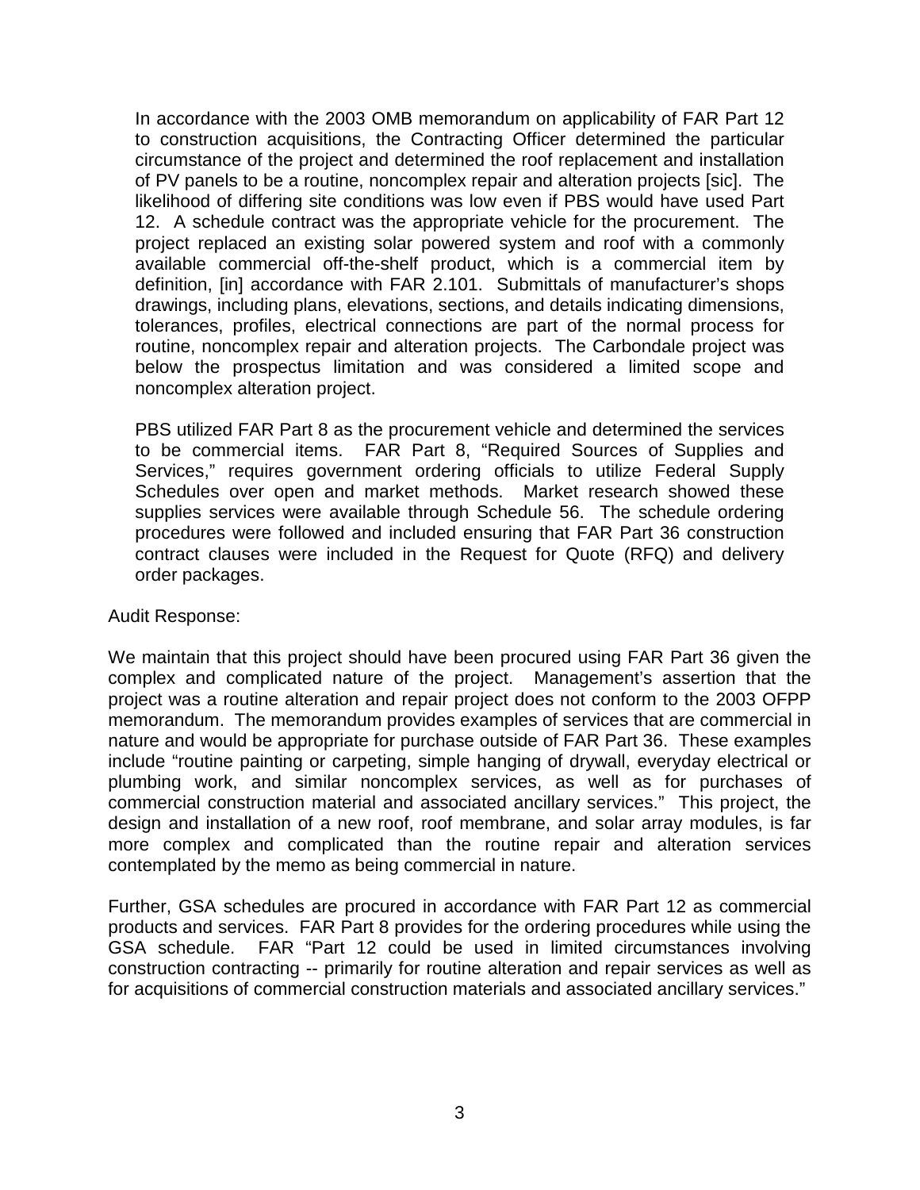In accordance with the 2003 OMB memorandum on applicability of FAR Part 12 to construction acquisitions, the Contracting Officer determined the particular circumstance of the project and determined the roof replacement and installation of PV panels to be a routine, noncomplex repair and alteration projects [sic]. The likelihood of differing site conditions was low even if PBS would have used Part 12. A schedule contract was the appropriate vehicle for the procurement. The project replaced an existing solar powered system and roof with a commonly available commercial off-the-shelf product, which is a commercial item by definition, [in] accordance with FAR 2.101. Submittals of manufacturer's shops drawings, including plans, elevations, sections, and details indicating dimensions, tolerances, profiles, electrical connections are part of the normal process for routine, noncomplex repair and alteration projects. The Carbondale project was below the prospectus limitation and was considered a limited scope and noncomplex alteration project.

PBS utilized FAR Part 8 as the procurement vehicle and determined the services to be commercial items. FAR Part 8, "Required Sources of Supplies and Services," requires government ordering officials to utilize Federal Supply Schedules over open and market methods. Market research showed these supplies services were available through Schedule 56. The schedule ordering procedures were followed and included ensuring that FAR Part 36 construction contract clauses were included in the Request for Quote (RFQ) and delivery order packages.

Audit Response:

We maintain that this project should have been procured using FAR Part 36 given the complex and complicated nature of the project. Management's assertion that the project was a routine alteration and repair project does not conform to the 2003 OFPP memorandum. The memorandum provides examples of services that are commercial in nature and would be appropriate for purchase outside of FAR Part 36. These examples include "routine painting or carpeting, simple hanging of drywall, everyday electrical or plumbing work, and similar noncomplex services, as well as for purchases of commercial construction material and associated ancillary services." This project, the design and installation of a new roof, roof membrane, and solar array modules, is far more complex and complicated than the routine repair and alteration services contemplated by the memo as being commercial in nature.

Further, GSA schedules are procured in accordance with FAR Part 12 as commercial products and services. FAR Part 8 provides for the ordering procedures while using the GSA schedule. FAR "Part 12 could be used in limited circumstances involving construction contracting -- primarily for routine alteration and repair services as well as for acquisitions of commercial construction materials and associated ancillary services."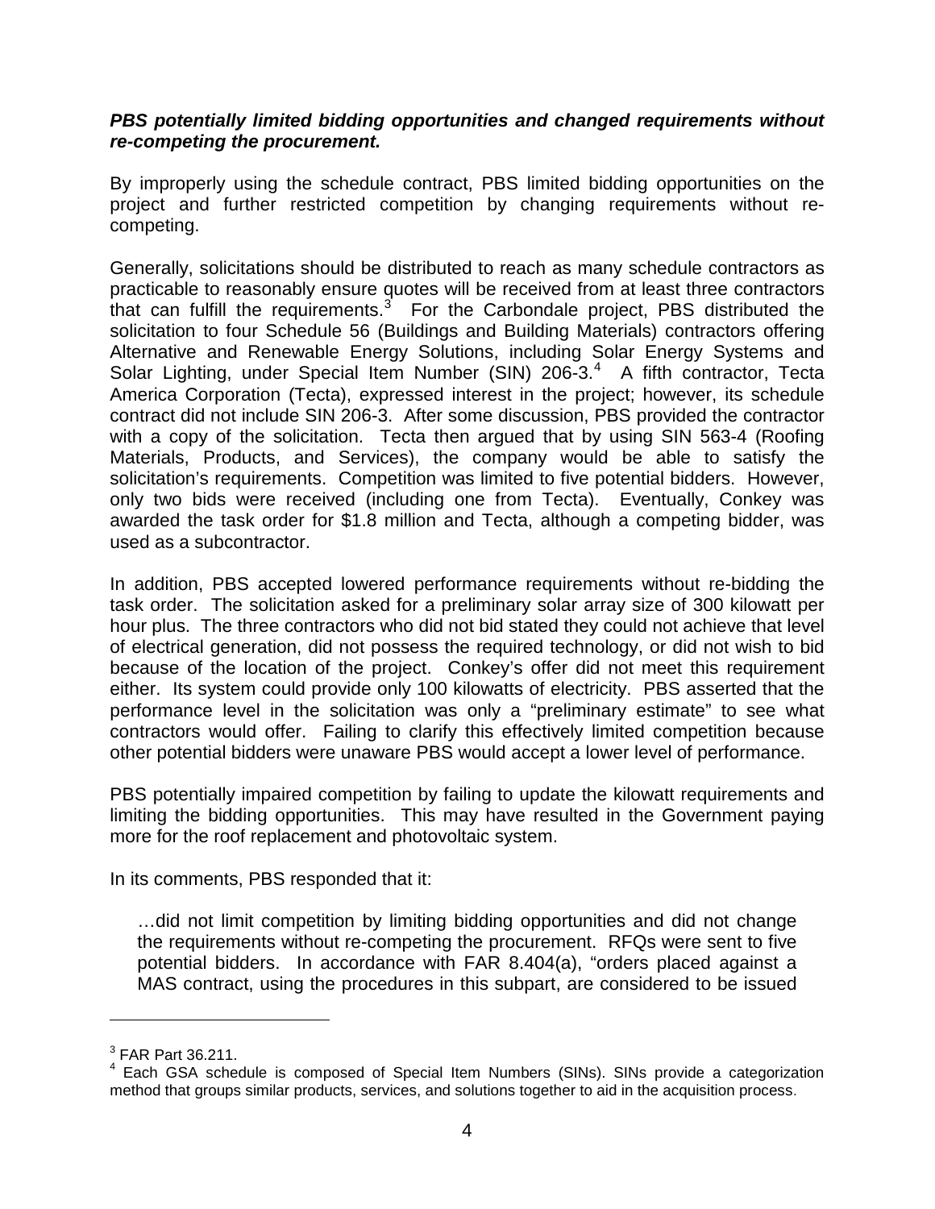***PBS potentially limited bidding opportunities and changed requirements without re-competing the procurement.***

By improperly using the schedule contract, PBS limited bidding opportunities on the project and further restricted competition by changing requirements without re-competing.

Generally, solicitations should be distributed to reach as many schedule contractors as practicable to reasonably ensure quotes will be received from at least three contractors that can fulfill the requirements.[3] For the Carbondale project, PBS distributed the solicitation to four Schedule 56 (Buildings and Building Materials) contractors offering Alternative and Renewable Energy Solutions, including Solar Energy Systems and Solar Lighting, under Special Item Number (SIN) 206-3.[4] A fifth contractor, Tecta America Corporation (Tecta), expressed interest in the project; however, its schedule contract did not include SIN 206-3. After some discussion, PBS provided the contractor with a copy of the solicitation. Tecta then argued that by using SIN 563-4 (Roofing Materials, Products, and Services), the company would be able to satisfy the solicitation's requirements. Competition was limited to five potential bidders. However, only two bids were received (including one from Tecta). Eventually, Conkey was awarded the task order for $1.8 million and Tecta, although a competing bidder, was used as a subcontractor.

In addition, PBS accepted lowered performance requirements without re-bidding the task order. The solicitation asked for a preliminary solar array size of 300 kilowatt per hour plus. The three contractors who did not bid stated they could not achieve that level of electrical generation, did not possess the required technology, or did not wish to bid because of the location of the project. Conkey's offer did not meet this requirement either. Its system could provide only 100 kilowatts of electricity. PBS asserted that the performance level in the solicitation was only a "preliminary estimate" to see what contractors would offer. Failing to clarify this effectively limited competition because other potential bidders were unaware PBS would accept a lower level of performance.

PBS potentially impaired competition by failing to update the kilowatt requirements and limiting the bidding opportunities. This may have resulted in the Government paying more for the roof replacement and photovoltaic system.

In its comments, PBS responded that it:

> …did not limit competition by limiting bidding opportunities and did not change the requirements without re-competing the procurement. RFQs were sent to five potential bidders. In accordance with FAR 8.404(a), "orders placed against a MAS contract, using the procedures in this subpart, are considered to be issued

---

[3] FAR Part 36.211.

[4] Each GSA schedule is composed of Special Item Numbers (SINs). SINs provide a categorization method that groups similar products, services, and solutions together to aid in the acquisition process.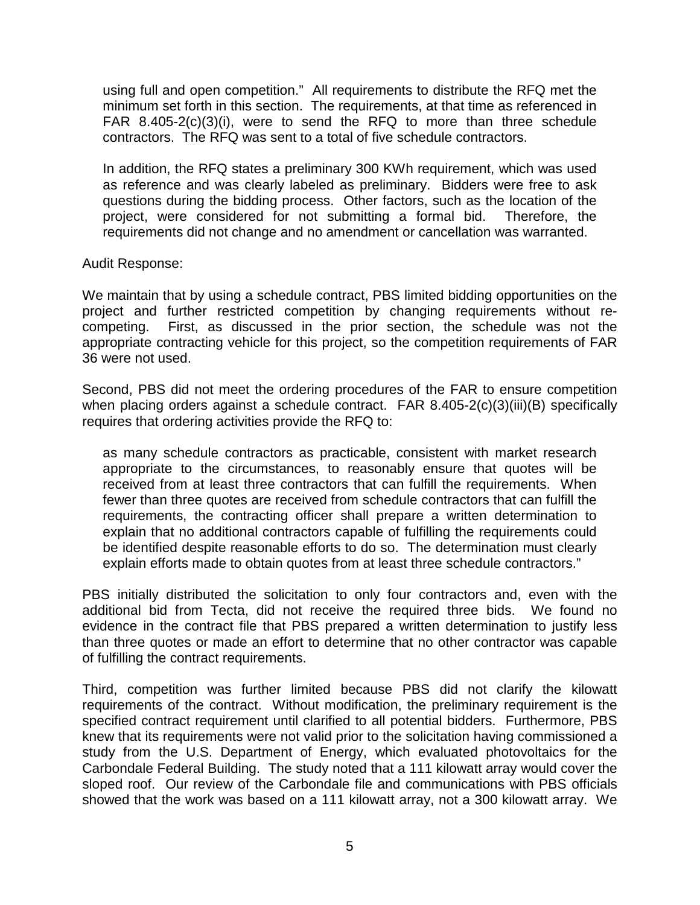using full and open competition." All requirements to distribute the RFQ met the minimum set forth in this section. The requirements, at that time as referenced in FAR 8.405-2(c)(3)(i), were to send the RFQ to more than three schedule contractors. The RFQ was sent to a total of five schedule contractors.

In addition, the RFQ states a preliminary 300 KWh requirement, which was used as reference and was clearly labeled as preliminary. Bidders were free to ask questions during the bidding process. Other factors, such as the location of the project, were considered for not submitting a formal bid. Therefore, the requirements did not change and no amendment or cancellation was warranted.

Audit Response:

We maintain that by using a schedule contract, PBS limited bidding opportunities on the project and further restricted competition by changing requirements without re-competing. First, as discussed in the prior section, the schedule was not the appropriate contracting vehicle for this project, so the competition requirements of FAR 36 were not used.

Second, PBS did not meet the ordering procedures of the FAR to ensure competition when placing orders against a schedule contract. FAR 8.405-2(c)(3)(iii)(B) specifically requires that ordering activities provide the RFQ to:

> as many schedule contractors as practicable, consistent with market research appropriate to the circumstances, to reasonably ensure that quotes will be received from at least three contractors that can fulfill the requirements. When fewer than three quotes are received from schedule contractors that can fulfill the requirements, the contracting officer shall prepare a written determination to explain that no additional contractors capable of fulfilling the requirements could be identified despite reasonable efforts to do so. The determination must clearly explain efforts made to obtain quotes from at least three schedule contractors."

PBS initially distributed the solicitation to only four contractors and, even with the additional bid from Tecta, did not receive the required three bids. We found no evidence in the contract file that PBS prepared a written determination to justify less than three quotes or made an effort to determine that no other contractor was capable of fulfilling the contract requirements.

Third, competition was further limited because PBS did not clarify the kilowatt requirements of the contract. Without modification, the preliminary requirement is the specified contract requirement until clarified to all potential bidders. Furthermore, PBS knew that its requirements were not valid prior to the solicitation having commissioned a study from the U.S. Department of Energy, which evaluated photovoltaics for the Carbondale Federal Building. The study noted that a 111 kilowatt array would cover the sloped roof. Our review of the Carbondale file and communications with PBS officials showed that the work was based on a 111 kilowatt array, not a 300 kilowatt array. We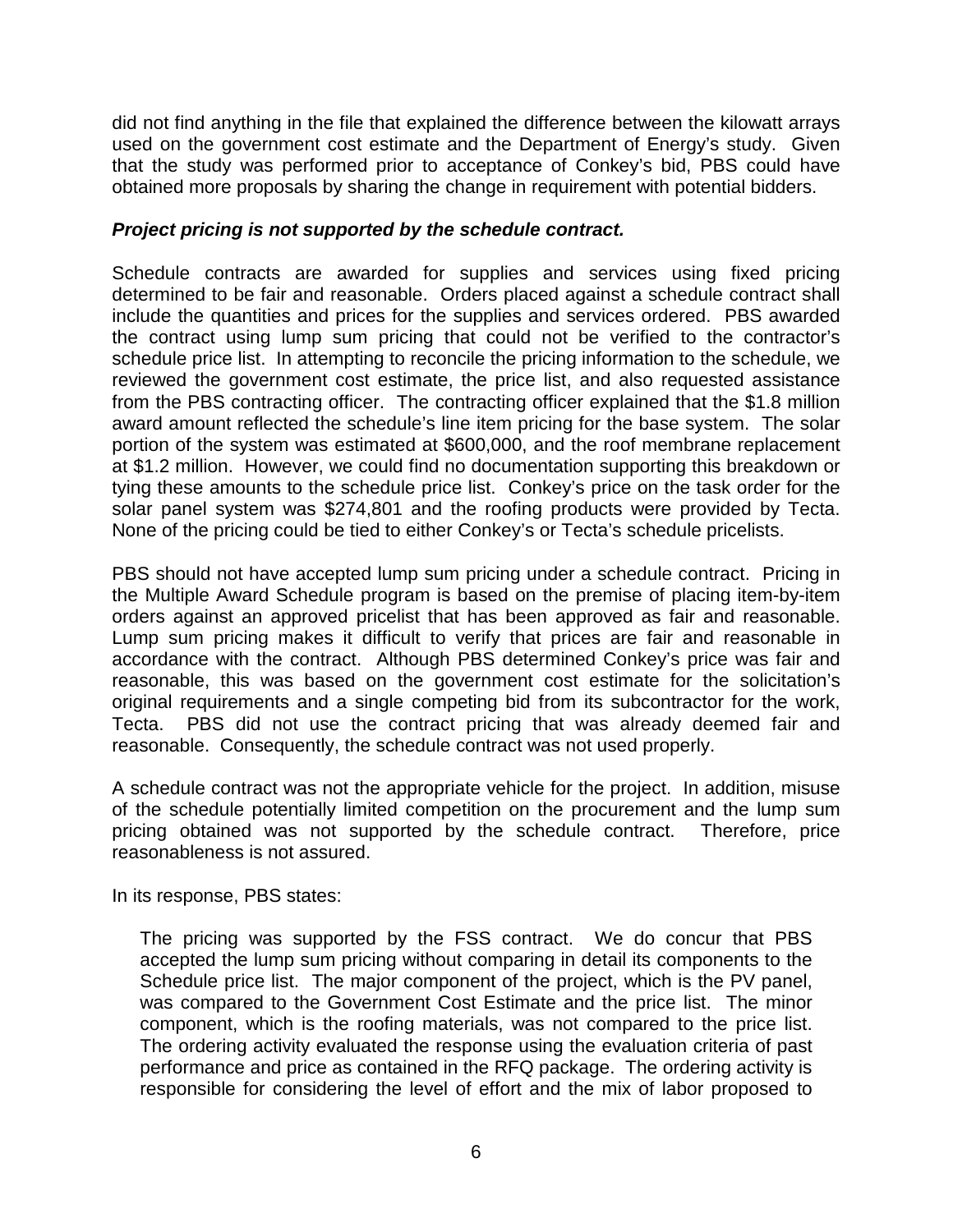did not find anything in the file that explained the difference between the kilowatt arrays used on the government cost estimate and the Department of Energy's study. Given that the study was performed prior to acceptance of Conkey's bid, PBS could have obtained more proposals by sharing the change in requirement with potential bidders.

***Project pricing is not supported by the schedule contract.***

Schedule contracts are awarded for supplies and services using fixed pricing determined to be fair and reasonable. Orders placed against a schedule contract shall include the quantities and prices for the supplies and services ordered. PBS awarded the contract using lump sum pricing that could not be verified to the contractor's schedule price list. In attempting to reconcile the pricing information to the schedule, we reviewed the government cost estimate, the price list, and also requested assistance from the PBS contracting officer. The contracting officer explained that the $1.8 million award amount reflected the schedule's line item pricing for the base system. The solar portion of the system was estimated at $600,000, and the roof membrane replacement at $1.2 million. However, we could find no documentation supporting this breakdown or tying these amounts to the schedule price list. Conkey's price on the task order for the solar panel system was $274,801 and the roofing products were provided by Tecta. None of the pricing could be tied to either Conkey's or Tecta's schedule pricelists.

PBS should not have accepted lump sum pricing under a schedule contract. Pricing in the Multiple Award Schedule program is based on the premise of placing item-by-item orders against an approved pricelist that has been approved as fair and reasonable. Lump sum pricing makes it difficult to verify that prices are fair and reasonable in accordance with the contract. Although PBS determined Conkey's price was fair and reasonable, this was based on the government cost estimate for the solicitation's original requirements and a single competing bid from its subcontractor for the work, Tecta. PBS did not use the contract pricing that was already deemed fair and reasonable. Consequently, the schedule contract was not used properly.

A schedule contract was not the appropriate vehicle for the project. In addition, misuse of the schedule potentially limited competition on the procurement and the lump sum pricing obtained was not supported by the schedule contract. Therefore, price reasonableness is not assured.

In its response, PBS states:

> The pricing was supported by the FSS contract. We do concur that PBS accepted the lump sum pricing without comparing in detail its components to the Schedule price list. The major component of the project, which is the PV panel, was compared to the Government Cost Estimate and the price list. The minor component, which is the roofing materials, was not compared to the price list. The ordering activity evaluated the response using the evaluation criteria of past performance and price as contained in the RFQ package. The ordering activity is responsible for considering the level of effort and the mix of labor proposed to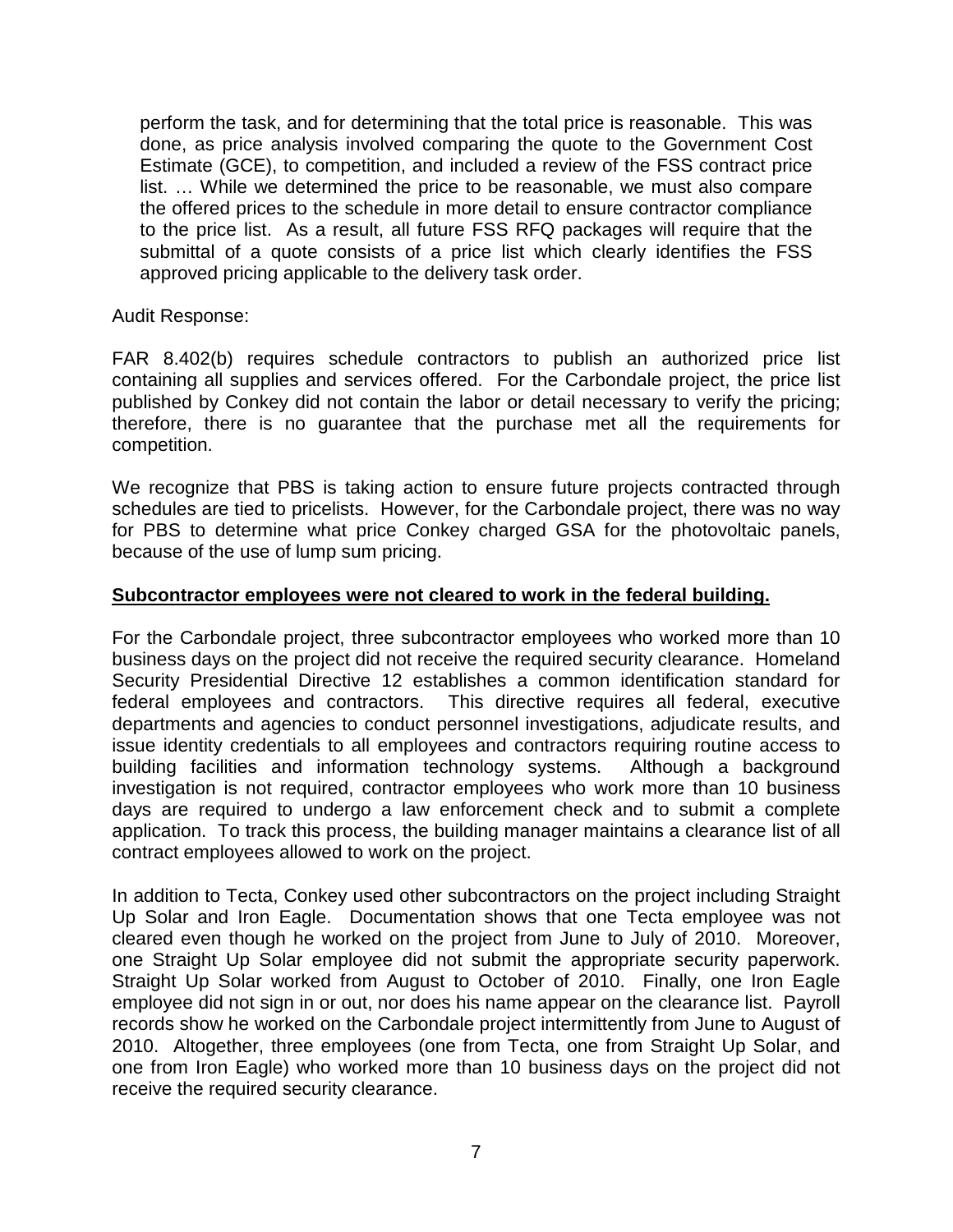> perform the task, and for determining that the total price is reasonable. This was done, as price analysis involved comparing the quote to the Government Cost Estimate (GCE), to competition, and included a review of the FSS contract price list. … While we determined the price to be reasonable, we must also compare the offered prices to the schedule in more detail to ensure contractor compliance to the price list. As a result, all future FSS RFQ packages will require that the submittal of a quote consists of a price list which clearly identifies the FSS approved pricing applicable to the delivery task order.

Audit Response:

FAR 8.402(b) requires schedule contractors to publish an authorized price list containing all supplies and services offered. For the Carbondale project, the price list published by Conkey did not contain the labor or detail necessary to verify the pricing; therefore, there is no guarantee that the purchase met all the requirements for competition.

We recognize that PBS is taking action to ensure future projects contracted through schedules are tied to pricelists. However, for the Carbondale project, there was no way for PBS to determine what price Conkey charged GSA for the photovoltaic panels, because of the use of lump sum pricing.

**Subcontractor employees were not cleared to work in the federal building.**

For the Carbondale project, three subcontractor employees who worked more than 10 business days on the project did not receive the required security clearance. Homeland Security Presidential Directive 12 establishes a common identification standard for federal employees and contractors. This directive requires all federal, executive departments and agencies to conduct personnel investigations, adjudicate results, and issue identity credentials to all employees and contractors requiring routine access to building facilities and information technology systems. Although a background investigation is not required, contractor employees who work more than 10 business days are required to undergo a law enforcement check and to submit a complete application. To track this process, the building manager maintains a clearance list of all contract employees allowed to work on the project.

In addition to Tecta, Conkey used other subcontractors on the project including Straight Up Solar and Iron Eagle. Documentation shows that one Tecta employee was not cleared even though he worked on the project from June to July of 2010. Moreover, one Straight Up Solar employee did not submit the appropriate security paperwork. Straight Up Solar worked from August to October of 2010. Finally, one Iron Eagle employee did not sign in or out, nor does his name appear on the clearance list. Payroll records show he worked on the Carbondale project intermittently from June to August of 2010. Altogether, three employees (one from Tecta, one from Straight Up Solar, and one from Iron Eagle) who worked more than 10 business days on the project did not receive the required security clearance.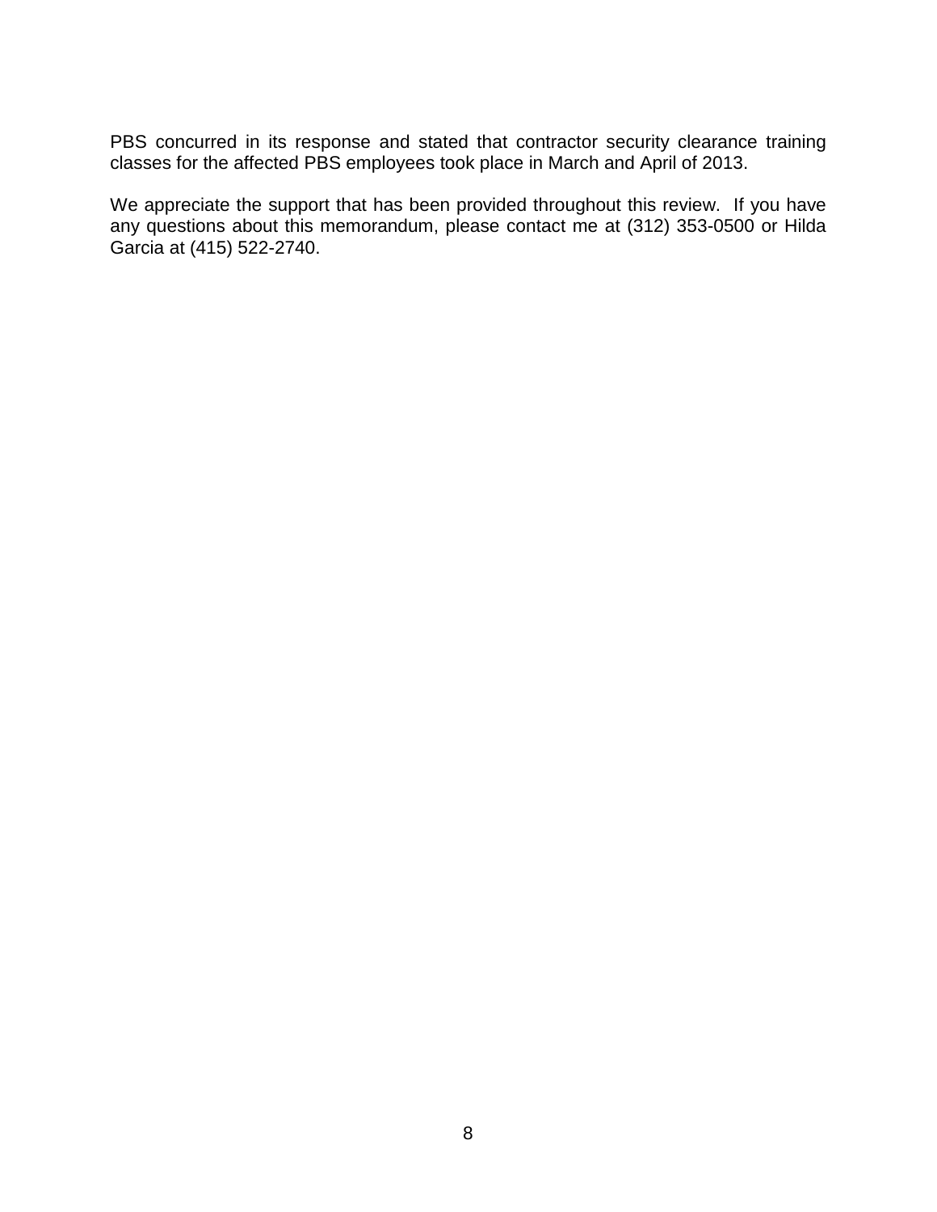PBS concurred in its response and stated that contractor security clearance training classes for the affected PBS employees took place in March and April of 2013.

We appreciate the support that has been provided throughout this review. If you have any questions about this memorandum, please contact me at (312) 353-0500 or Hilda Garcia at (415) 522-2740.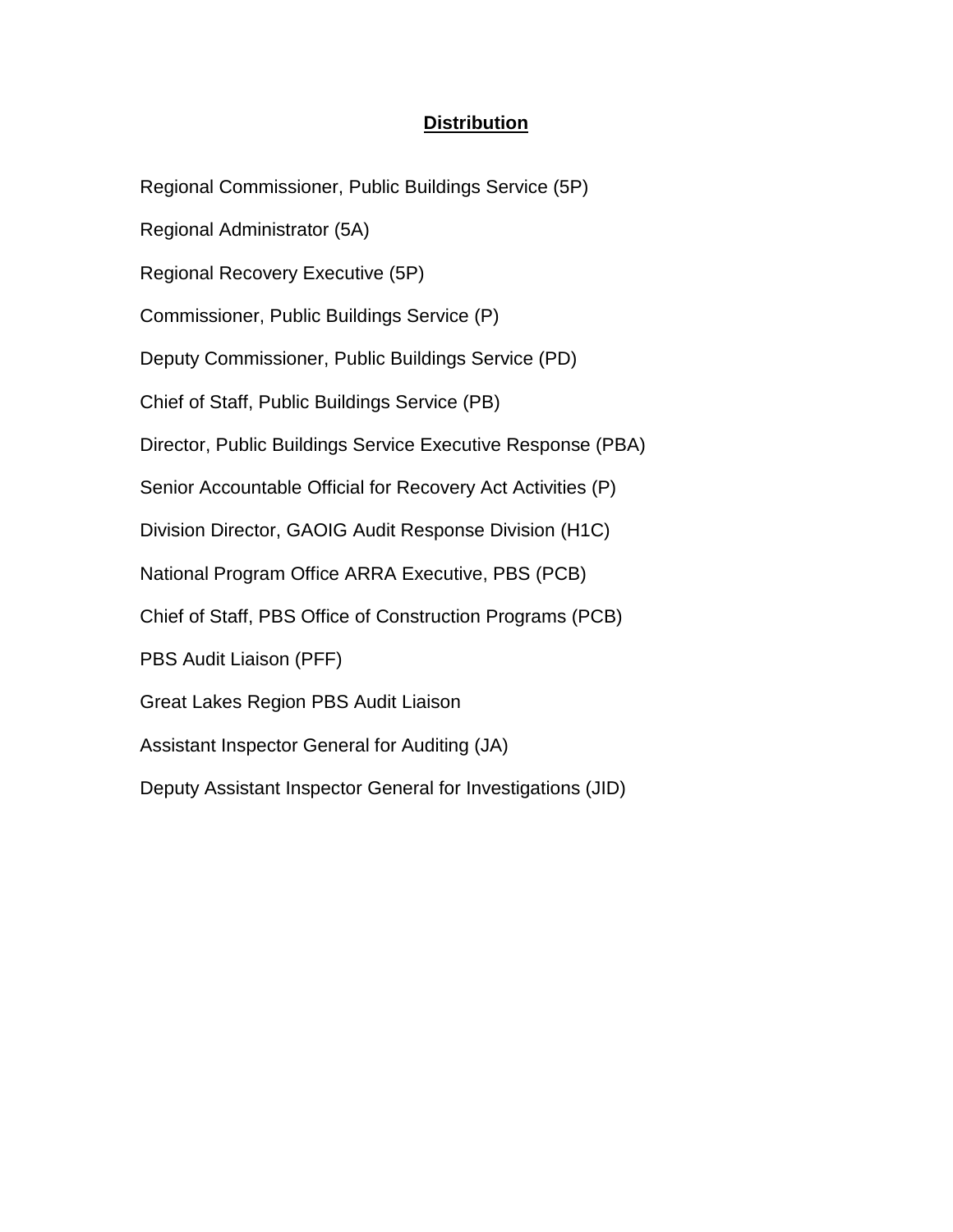## Distribution

Regional Commissioner, Public Buildings Service (5P)

Regional Administrator (5A)

Regional Recovery Executive (5P)

Commissioner, Public Buildings Service (P)

Deputy Commissioner, Public Buildings Service (PD)

Chief of Staff, Public Buildings Service (PB)

Director, Public Buildings Service Executive Response (PBA)

Senior Accountable Official for Recovery Act Activities (P)

Division Director, GAOIG Audit Response Division (H1C)

National Program Office ARRA Executive, PBS (PCB)

Chief of Staff, PBS Office of Construction Programs (PCB)

PBS Audit Liaison (PFF)

Great Lakes Region PBS Audit Liaison

Assistant Inspector General for Auditing (JA)

Deputy Assistant Inspector General for Investigations (JID)